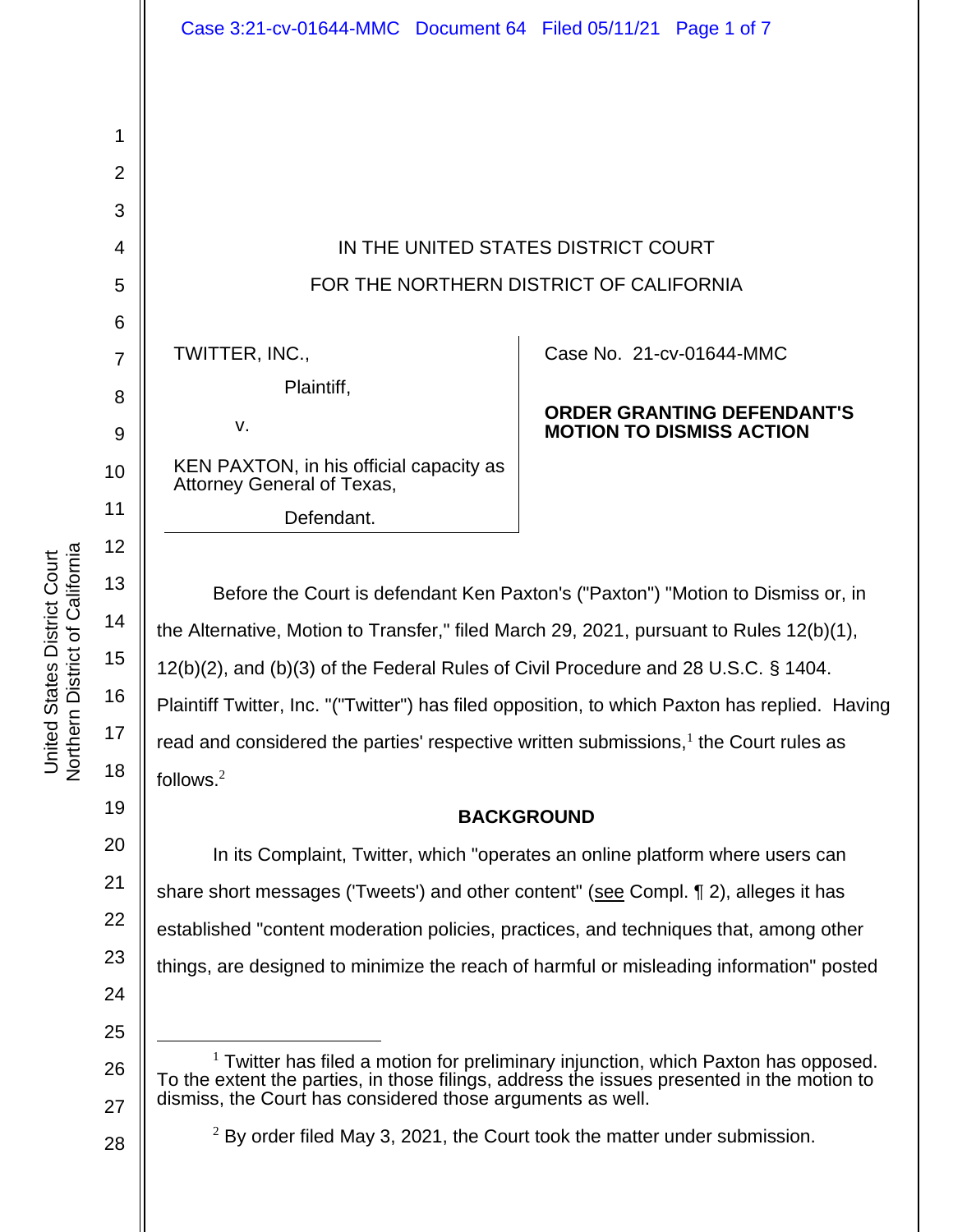IN THE UNITED STATES DISTRICT COURT

FOR THE NORTHERN DISTRICT OF CALIFORNIA

| | |
|---|---|
| TWITTER, INC., Plaintiff, v. KEN PAXTON, in his official capacity as Attorney General of Texas, Defendant. | Case No. 21-cv-01644-MMC **ORDER GRANTING DEFENDANT'S MOTION TO DISMISS ACTION** |

Before the Court is defendant Ken Paxton's ("Paxton") "Motion to Dismiss or, in the Alternative, Motion to Transfer," filed March 29, 2021, pursuant to Rules 12(b)(1), 12(b)(2), and (b)(3) of the Federal Rules of Civil Procedure and 28 U.S.C. § 1404. Plaintiff Twitter, Inc. "("Twitter") has filed opposition, to which Paxton has replied. Having read and considered the parties' respective written submissions,[1] the Court rules as follows.[2]

**BACKGROUND**

In its Complaint, Twitter, which "operates an online platform where users can share short messages ('Tweets') and other content" (see Compl. ¶ 2), alleges it has established "content moderation policies, practices, and techniques that, among other things, are designed to minimize the reach of harmful or misleading information" posted

---

[1] Twitter has filed a motion for preliminary injunction, which Paxton has opposed. To the extent the parties, in those filings, address the issues presented in the motion to dismiss, the Court has considered those arguments as well.

[2] By order filed May 3, 2021, the Court took the matter under submission.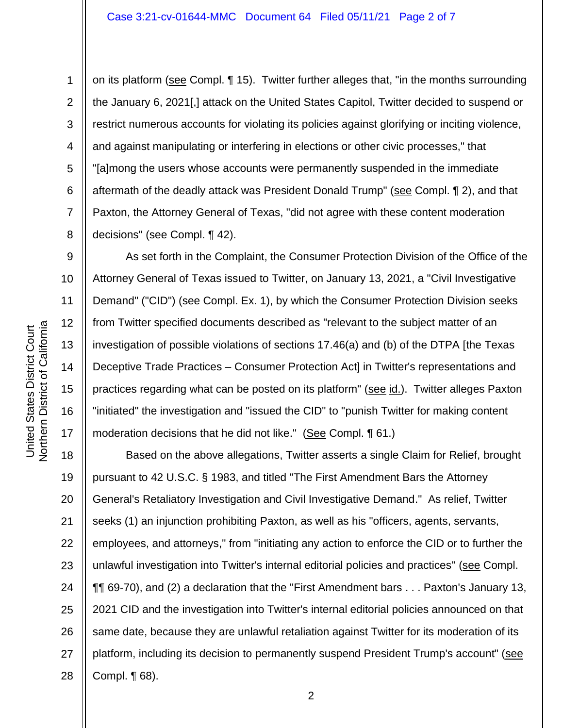on its platform (see Compl. ¶ 15). Twitter further alleges that, "in the months surrounding the January 6, 2021[,] attack on the United States Capitol, Twitter decided to suspend or restrict numerous accounts for violating its policies against glorifying or inciting violence, and against manipulating or interfering in elections or other civic processes," that "[a]mong the users whose accounts were permanently suspended in the immediate aftermath of the deadly attack was President Donald Trump" (see Compl. ¶ 2), and that Paxton, the Attorney General of Texas, "did not agree with these content moderation decisions" (see Compl. ¶ 42).

As set forth in the Complaint, the Consumer Protection Division of the Office of the Attorney General of Texas issued to Twitter, on January 13, 2021, a "Civil Investigative Demand" ("CID") (see Compl. Ex. 1), by which the Consumer Protection Division seeks from Twitter specified documents described as "relevant to the subject matter of an investigation of possible violations of sections 17.46(a) and (b) of the DTPA [the Texas Deceptive Trade Practices – Consumer Protection Act] in Twitter's representations and practices regarding what can be posted on its platform" (see id.). Twitter alleges Paxton "initiated" the investigation and "issued the CID" to "punish Twitter for making content moderation decisions that he did not like." (See Compl. ¶ 61.)

Based on the above allegations, Twitter asserts a single Claim for Relief, brought pursuant to 42 U.S.C. § 1983, and titled "The First Amendment Bars the Attorney General's Retaliatory Investigation and Civil Investigative Demand." As relief, Twitter seeks (1) an injunction prohibiting Paxton, as well as his "officers, agents, servants, employees, and attorneys," from "initiating any action to enforce the CID or to further the unlawful investigation into Twitter's internal editorial policies and practices" (see Compl. ¶¶ 69-70), and (2) a declaration that the "First Amendment bars . . . Paxton's January 13, 2021 CID and the investigation into Twitter's internal editorial policies announced on that same date, because they are unlawful retaliation against Twitter for its moderation of its platform, including its decision to permanently suspend President Trump's account" (see Compl. ¶ 68).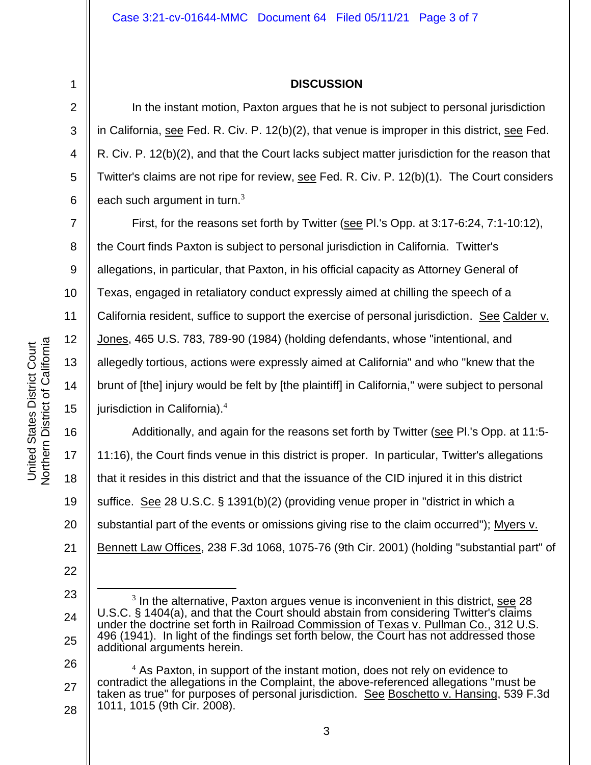## DISCUSSION

In the instant motion, Paxton argues that he is not subject to personal jurisdiction in California, see Fed. R. Civ. P. 12(b)(2), that venue is improper in this district, see Fed. R. Civ. P. 12(b)(2), and that the Court lacks subject matter jurisdiction for the reason that Twitter's claims are not ripe for review, see Fed. R. Civ. P. 12(b)(1). The Court considers each such argument in turn.[3]

First, for the reasons set forth by Twitter (see Pl.'s Opp. at 3:17-6:24, 7:1-10:12), the Court finds Paxton is subject to personal jurisdiction in California. Twitter's allegations, in particular, that Paxton, in his official capacity as Attorney General of Texas, engaged in retaliatory conduct expressly aimed at chilling the speech of a California resident, suffice to support the exercise of personal jurisdiction. See Calder v. Jones, 465 U.S. 783, 789-90 (1984) (holding defendants, whose "intentional, and allegedly tortious, actions were expressly aimed at California" and who "knew that the brunt of [the] injury would be felt by [the plaintiff] in California," were subject to personal jurisdiction in California).[4]

Additionally, and again for the reasons set forth by Twitter (see Pl.'s Opp. at 11:5-11:16), the Court finds venue in this district is proper. In particular, Twitter's allegations that it resides in this district and that the issuance of the CID injured it in this district suffice. See 28 U.S.C. § 1391(b)(2) (providing venue proper in "district in which a substantial part of the events or omissions giving rise to the claim occurred"); Myers v. Bennett Law Offices, 238 F.3d 1068, 1075-76 (9th Cir. 2001) (holding "substantial part" of

---

[3] In the alternative, Paxton argues venue is inconvenient in this district, see 28 U.S.C. § 1404(a), and that the Court should abstain from considering Twitter's claims under the doctrine set forth in Railroad Commission of Texas v. Pullman Co., 312 U.S. 496 (1941). In light of the findings set forth below, the Court has not addressed those additional arguments herein.

[4] As Paxton, in support of the instant motion, does not rely on evidence to contradict the allegations in the Complaint, the above-referenced allegations "must be taken as true" for purposes of personal jurisdiction. See Boschetto v. Hansing, 539 F.3d 1011, 1015 (9th Cir. 2008).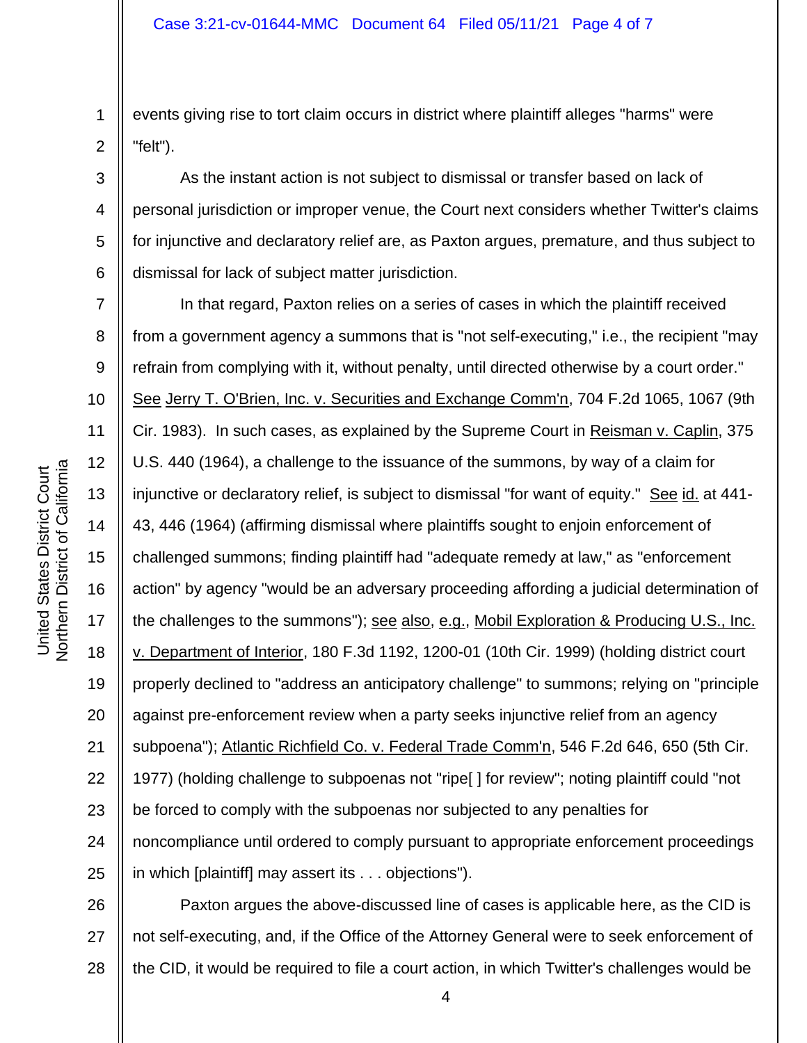events giving rise to tort claim occurs in district where plaintiff alleges "harms" were "felt").

As the instant action is not subject to dismissal or transfer based on lack of personal jurisdiction or improper venue, the Court next considers whether Twitter's claims for injunctive and declaratory relief are, as Paxton argues, premature, and thus subject to dismissal for lack of subject matter jurisdiction.

In that regard, Paxton relies on a series of cases in which the plaintiff received from a government agency a summons that is "not self-executing," i.e., the recipient "may refrain from complying with it, without penalty, until directed otherwise by a court order." See Jerry T. O'Brien, Inc. v. Securities and Exchange Comm'n, 704 F.2d 1065, 1067 (9th Cir. 1983). In such cases, as explained by the Supreme Court in Reisman v. Caplin, 375 U.S. 440 (1964), a challenge to the issuance of the summons, by way of a claim for injunctive or declaratory relief, is subject to dismissal "for want of equity." See id. at 441-43, 446 (1964) (affirming dismissal where plaintiffs sought to enjoin enforcement of challenged summons; finding plaintiff had "adequate remedy at law," as "enforcement action" by agency "would be an adversary proceeding affording a judicial determination of the challenges to the summons"); see also, e.g., Mobil Exploration & Producing U.S., Inc. v. Department of Interior, 180 F.3d 1192, 1200-01 (10th Cir. 1999) (holding district court properly declined to "address an anticipatory challenge" to summons; relying on "principle against pre-enforcement review when a party seeks injunctive relief from an agency subpoena"); Atlantic Richfield Co. v. Federal Trade Comm'n, 546 F.2d 646, 650 (5th Cir. 1977) (holding challenge to subpoenas not "ripe[ ] for review"; noting plaintiff could "not be forced to comply with the subpoenas nor subjected to any penalties for noncompliance until ordered to comply pursuant to appropriate enforcement proceedings in which [plaintiff] may assert its . . . objections").

Paxton argues the above-discussed line of cases is applicable here, as the CID is not self-executing, and, if the Office of the Attorney General were to seek enforcement of the CID, it would be required to file a court action, in which Twitter's challenges would be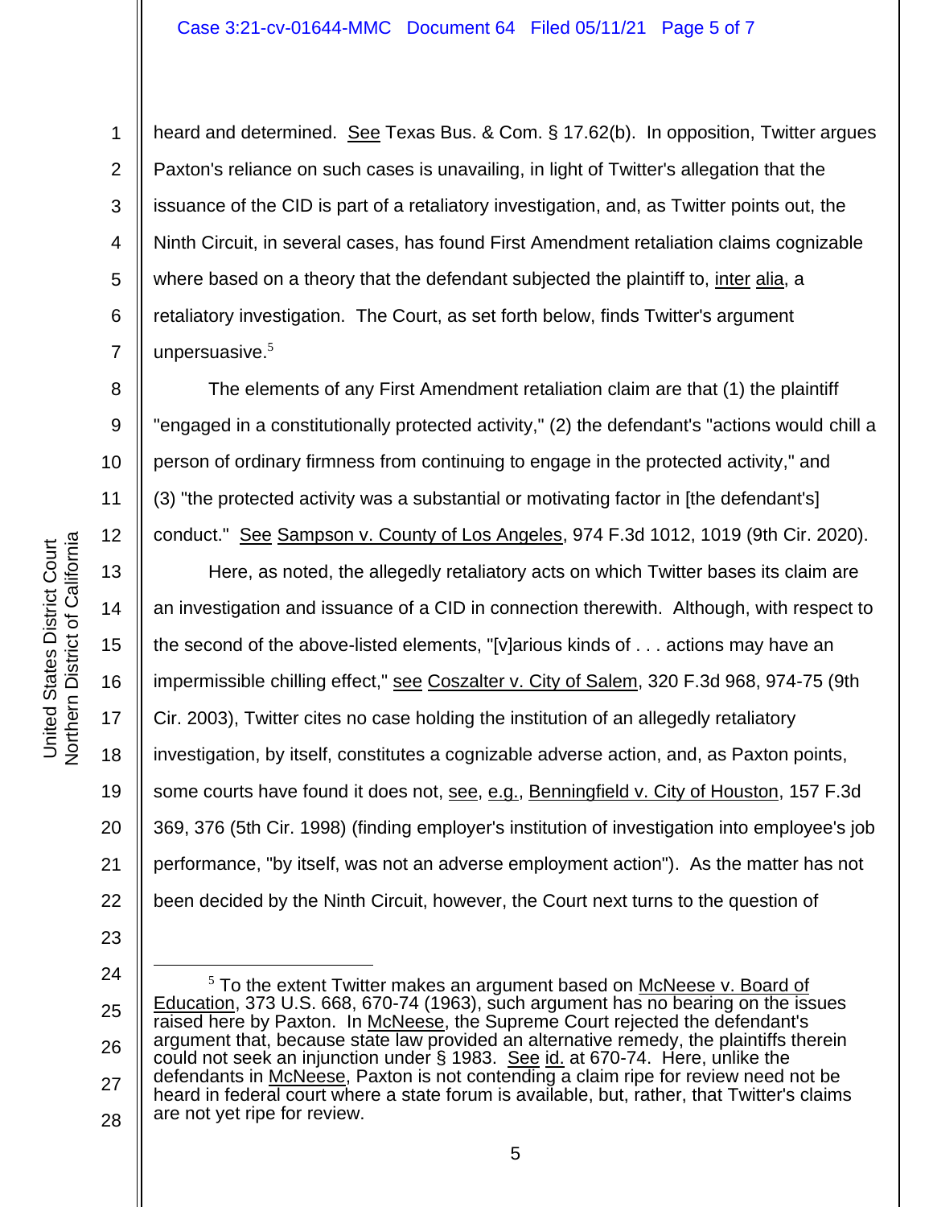heard and determined. See Texas Bus. & Com. § 17.62(b). In opposition, Twitter argues Paxton's reliance on such cases is unavailing, in light of Twitter's allegation that the issuance of the CID is part of a retaliatory investigation, and, as Twitter points out, the Ninth Circuit, in several cases, has found First Amendment retaliation claims cognizable where based on a theory that the defendant subjected the plaintiff to, inter alia, a retaliatory investigation. The Court, as set forth below, finds Twitter's argument unpersuasive.[5]

The elements of any First Amendment retaliation claim are that (1) the plaintiff "engaged in a constitutionally protected activity," (2) the defendant's "actions would chill a person of ordinary firmness from continuing to engage in the protected activity," and (3) "the protected activity was a substantial or motivating factor in [the defendant's] conduct." See Sampson v. County of Los Angeles, 974 F.3d 1012, 1019 (9th Cir. 2020).

Here, as noted, the allegedly retaliatory acts on which Twitter bases its claim are an investigation and issuance of a CID in connection therewith. Although, with respect to the second of the above-listed elements, "[v]arious kinds of . . . actions may have an impermissible chilling effect," see Coszalter v. City of Salem, 320 F.3d 968, 974-75 (9th Cir. 2003), Twitter cites no case holding the institution of an allegedly retaliatory investigation, by itself, constitutes a cognizable adverse action, and, as Paxton points, some courts have found it does not, see, e.g., Benningfield v. City of Houston, 157 F.3d 369, 376 (5th Cir. 1998) (finding employer's institution of investigation into employee's job performance, "by itself, was not an adverse employment action"). As the matter has not been decided by the Ninth Circuit, however, the Court next turns to the question of

---

[5] To the extent Twitter makes an argument based on McNeese v. Board of Education, 373 U.S. 668, 670-74 (1963), such argument has no bearing on the issues raised here by Paxton. In McNeese, the Supreme Court rejected the defendant's argument that, because state law provided an alternative remedy, the plaintiffs therein could not seek an injunction under § 1983. See id. at 670-74. Here, unlike the defendants in McNeese, Paxton is not contending a claim ripe for review need not be heard in federal court where a state forum is available, but, rather, that Twitter's claims are not yet ripe for review.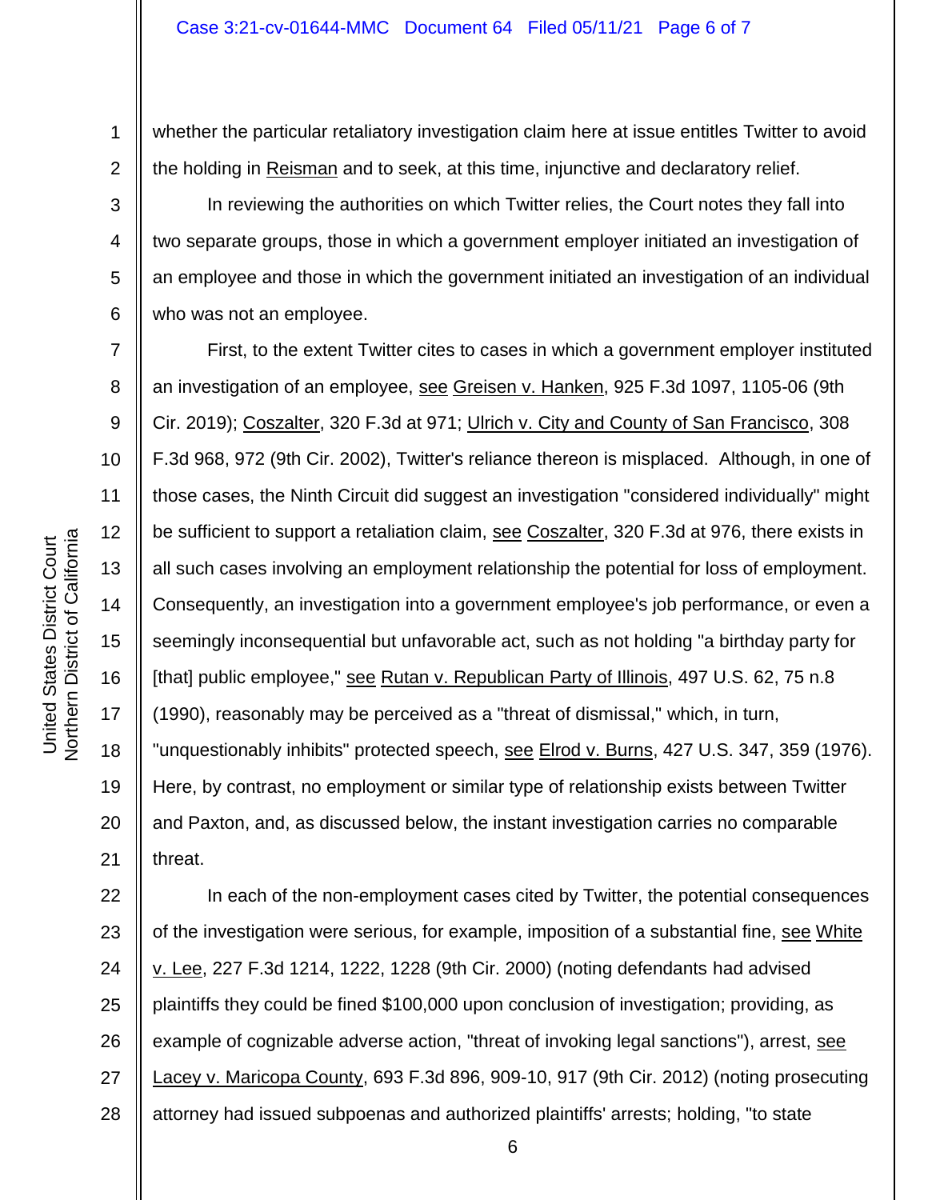whether the particular retaliatory investigation claim here at issue entitles Twitter to avoid the holding in Reisman and to seek, at this time, injunctive and declaratory relief.

In reviewing the authorities on which Twitter relies, the Court notes they fall into two separate groups, those in which a government employer initiated an investigation of an employee and those in which the government initiated an investigation of an individual who was not an employee.

First, to the extent Twitter cites to cases in which a government employer instituted an investigation of an employee, see Greisen v. Hanken, 925 F.3d 1097, 1105-06 (9th Cir. 2019); Coszalter, 320 F.3d at 971; Ulrich v. City and County of San Francisco, 308 F.3d 968, 972 (9th Cir. 2002), Twitter's reliance thereon is misplaced. Although, in one of those cases, the Ninth Circuit did suggest an investigation "considered individually" might be sufficient to support a retaliation claim, see Coszalter, 320 F.3d at 976, there exists in all such cases involving an employment relationship the potential for loss of employment. Consequently, an investigation into a government employee's job performance, or even a seemingly inconsequential but unfavorable act, such as not holding "a birthday party for [that] public employee," see Rutan v. Republican Party of Illinois, 497 U.S. 62, 75 n.8 (1990), reasonably may be perceived as a "threat of dismissal," which, in turn, "unquestionably inhibits" protected speech, see Elrod v. Burns, 427 U.S. 347, 359 (1976). Here, by contrast, no employment or similar type of relationship exists between Twitter and Paxton, and, as discussed below, the instant investigation carries no comparable threat.

In each of the non-employment cases cited by Twitter, the potential consequences of the investigation were serious, for example, imposition of a substantial fine, see White v. Lee, 227 F.3d 1214, 1222, 1228 (9th Cir. 2000) (noting defendants had advised plaintiffs they could be fined $100,000 upon conclusion of investigation; providing, as example of cognizable adverse action, "threat of invoking legal sanctions"), arrest, see Lacey v. Maricopa County, 693 F.3d 896, 909-10, 917 (9th Cir. 2012) (noting prosecuting attorney had issued subpoenas and authorized plaintiffs' arrests; holding, "to state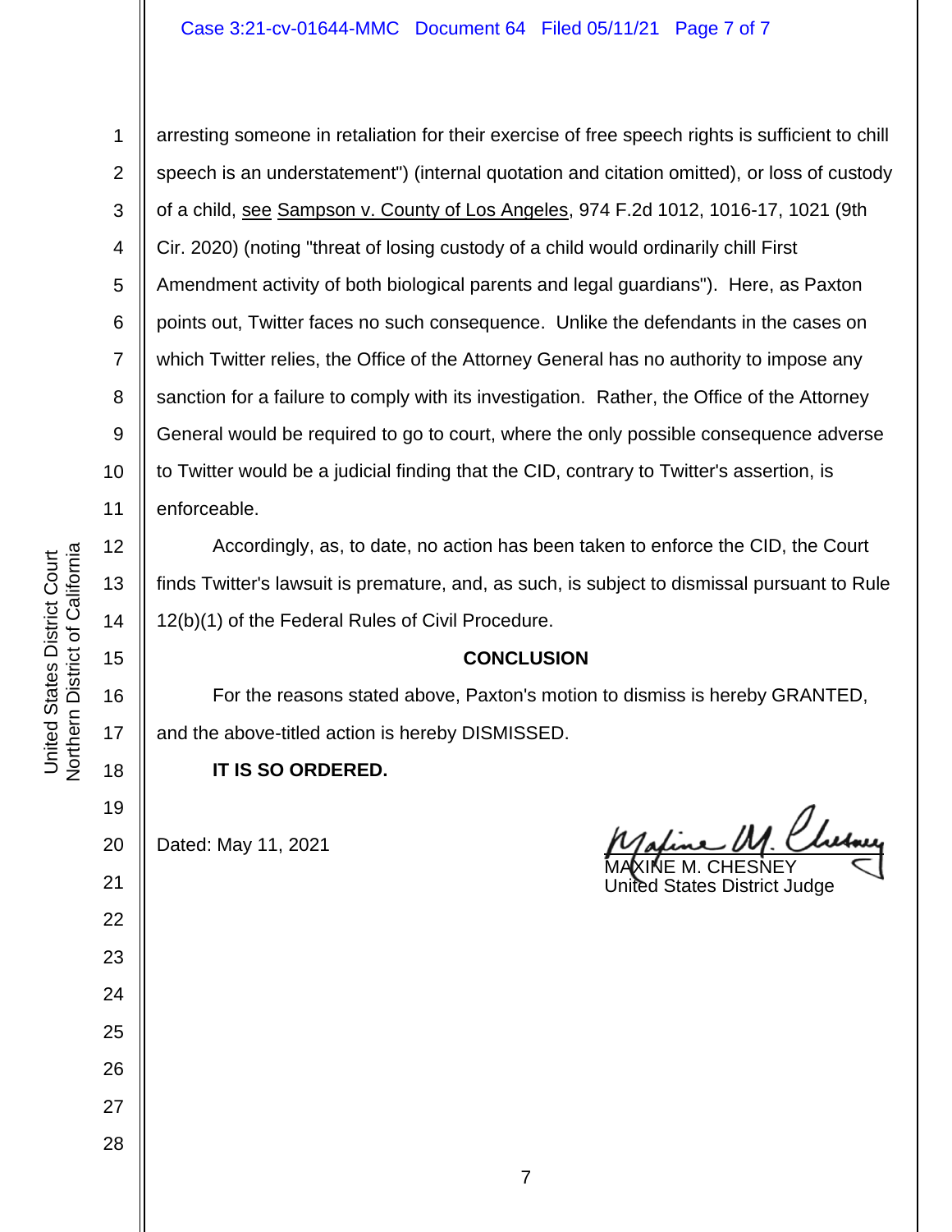arresting someone in retaliation for their exercise of free speech rights is sufficient to chill speech is an understatement") (internal quotation and citation omitted), or loss of custody of a child, see Sampson v. County of Los Angeles, 974 F.2d 1012, 1016-17, 1021 (9th Cir. 2020) (noting "threat of losing custody of a child would ordinarily chill First Amendment activity of both biological parents and legal guardians"). Here, as Paxton points out, Twitter faces no such consequence. Unlike the defendants in the cases on which Twitter relies, the Office of the Attorney General has no authority to impose any sanction for a failure to comply with its investigation. Rather, the Office of the Attorney General would be required to go to court, where the only possible consequence adverse to Twitter would be a judicial finding that the CID, contrary to Twitter's assertion, is enforceable.

Accordingly, as, to date, no action has been taken to enforce the CID, the Court finds Twitter's lawsuit is premature, and, as such, is subject to dismissal pursuant to Rule 12(b)(1) of the Federal Rules of Civil Procedure.

**CONCLUSION**

For the reasons stated above, Paxton's motion to dismiss is hereby GRANTED, and the above-titled action is hereby DISMISSED.

**IT IS SO ORDERED.**

Dated: May 11, 2021

MAXINE M. CHESNEY
United States District Judge